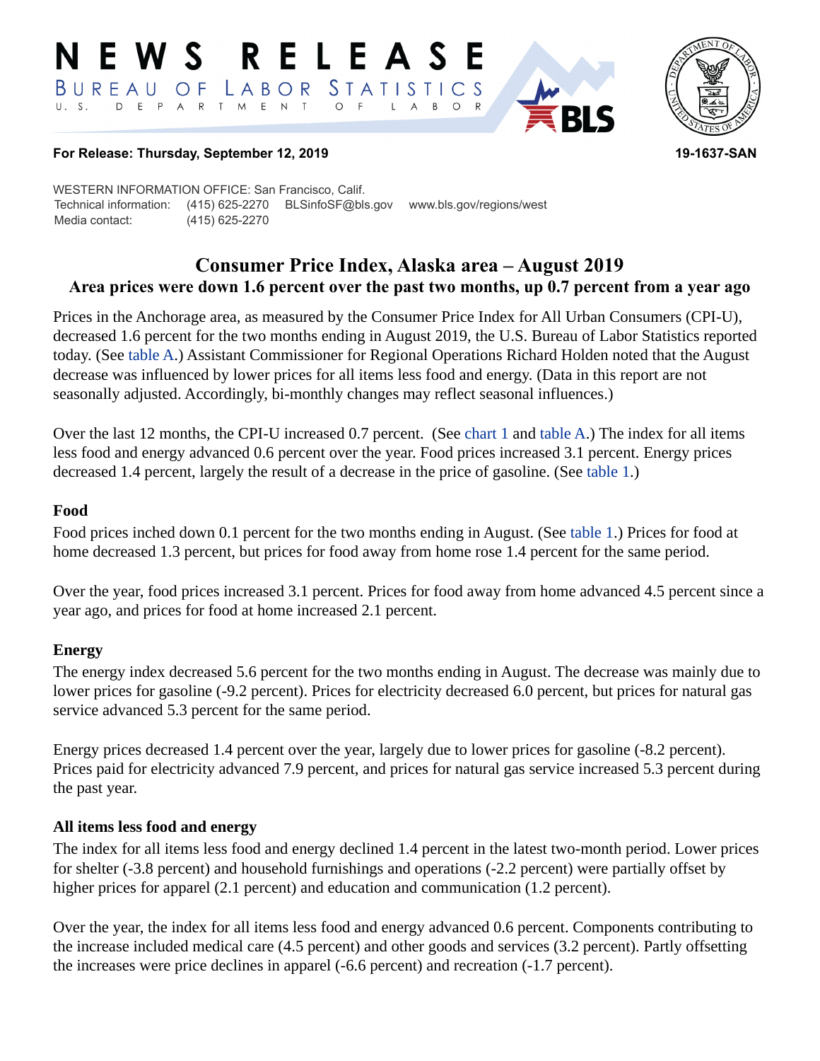# NEWS RELEASE

BUREAU OF LABOR STATISTICS

U. S. DEPARTMENT OF LABOR

**For Release: Thursday, September 12, 2019** **19-1637-SAN**

WESTERN INFORMATION OFFICE: San Francisco, Calif.
Technical information: (415) 625-2270 BLSinfoSF@bls.gov www.bls.gov/regions/west
Media contact: (415) 625-2270

## Consumer Price Index, Alaska area – August 2019

### Area prices were down 1.6 percent over the past two months, up 0.7 percent from a year ago

Prices in the Anchorage area, as measured by the Consumer Price Index for All Urban Consumers (CPI-U), decreased 1.6 percent for the two months ending in August 2019, the U.S. Bureau of Labor Statistics reported today. (See table A.) Assistant Commissioner for Regional Operations Richard Holden noted that the August decrease was influenced by lower prices for all items less food and energy. (Data in this report are not seasonally adjusted. Accordingly, bi-monthly changes may reflect seasonal influences.)

Over the last 12 months, the CPI-U increased 0.7 percent. (See chart 1 and table A.) The index for all items less food and energy advanced 0.6 percent over the year. Food prices increased 3.1 percent. Energy prices decreased 1.4 percent, largely the result of a decrease in the price of gasoline. (See table 1.)

### Food

Food prices inched down 0.1 percent for the two months ending in August. (See table 1.) Prices for food at home decreased 1.3 percent, but prices for food away from home rose 1.4 percent for the same period.

Over the year, food prices increased 3.1 percent. Prices for food away from home advanced 4.5 percent since a year ago, and prices for food at home increased 2.1 percent.

### Energy

The energy index decreased 5.6 percent for the two months ending in August. The decrease was mainly due to lower prices for gasoline (-9.2 percent). Prices for electricity decreased 6.0 percent, but prices for natural gas service advanced 5.3 percent for the same period.

Energy prices decreased 1.4 percent over the year, largely due to lower prices for gasoline (-8.2 percent). Prices paid for electricity advanced 7.9 percent, and prices for natural gas service increased 5.3 percent during the past year.

### All items less food and energy

The index for all items less food and energy declined 1.4 percent in the latest two-month period. Lower prices for shelter (-3.8 percent) and household furnishings and operations (-2.2 percent) were partially offset by higher prices for apparel (2.1 percent) and education and communication (1.2 percent).

Over the year, the index for all items less food and energy advanced 0.6 percent. Components contributing to the increase included medical care (4.5 percent) and other goods and services (3.2 percent). Partly offsetting the increases were price declines in apparel (-6.6 percent) and recreation (-1.7 percent).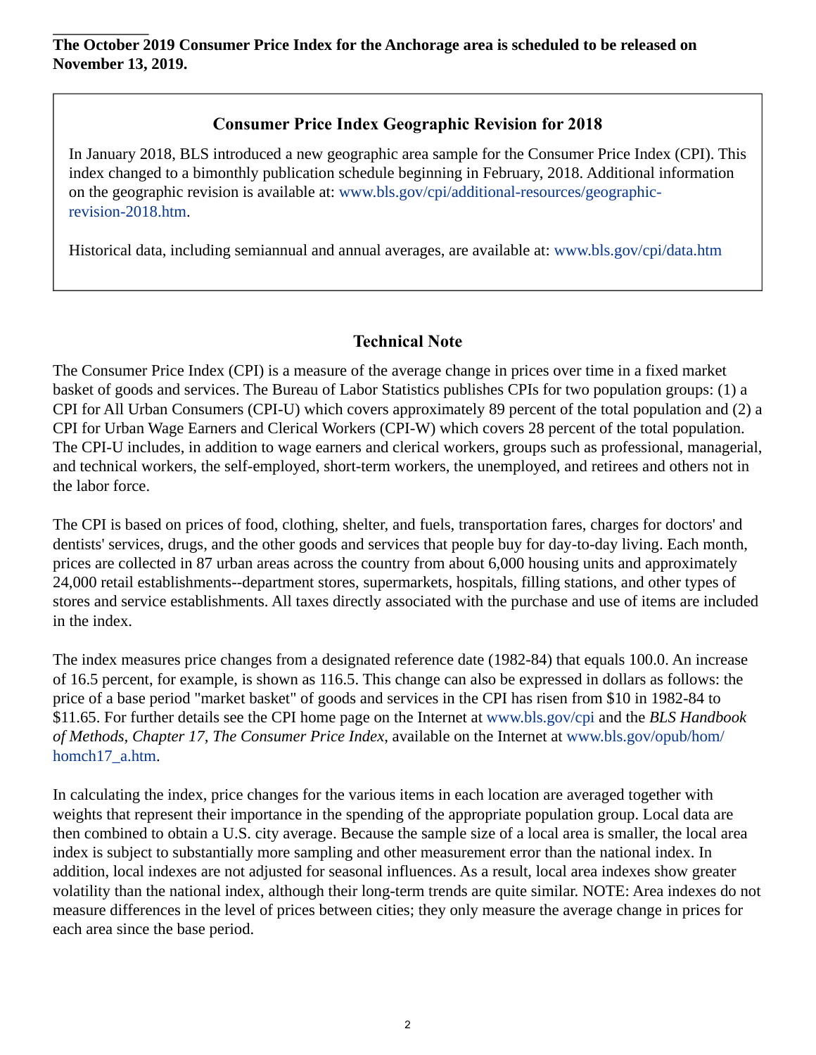**The October 2019 Consumer Price Index for the Anchorage area is scheduled to be released on November 13, 2019.**

## Consumer Price Index Geographic Revision for 2018

In January 2018, BLS introduced a new geographic area sample for the Consumer Price Index (CPI). This index changed to a bimonthly publication schedule beginning in February, 2018. Additional information on the geographic revision is available at: www.bls.gov/cpi/additional-resources/geographic-revision-2018.htm.

Historical data, including semiannual and annual averages, are available at: www.bls.gov/cpi/data.htm

## Technical Note

The Consumer Price Index (CPI) is a measure of the average change in prices over time in a fixed market basket of goods and services. The Bureau of Labor Statistics publishes CPIs for two population groups: (1) a CPI for All Urban Consumers (CPI-U) which covers approximately 89 percent of the total population and (2) a CPI for Urban Wage Earners and Clerical Workers (CPI-W) which covers 28 percent of the total population. The CPI-U includes, in addition to wage earners and clerical workers, groups such as professional, managerial, and technical workers, the self-employed, short-term workers, the unemployed, and retirees and others not in the labor force.

The CPI is based on prices of food, clothing, shelter, and fuels, transportation fares, charges for doctors' and dentists' services, drugs, and the other goods and services that people buy for day-to-day living. Each month, prices are collected in 87 urban areas across the country from about 6,000 housing units and approximately 24,000 retail establishments--department stores, supermarkets, hospitals, filling stations, and other types of stores and service establishments. All taxes directly associated with the purchase and use of items are included in the index.

The index measures price changes from a designated reference date (1982-84) that equals 100.0. An increase of 16.5 percent, for example, is shown as 116.5. This change can also be expressed in dollars as follows: the price of a base period "market basket" of goods and services in the CPI has risen from $10 in 1982-84 to $11.65. For further details see the CPI home page on the Internet at www.bls.gov/cpi and the *BLS Handbook of Methods, Chapter 17, The Consumer Price Index*, available on the Internet at www.bls.gov/opub/hom/homch17_a.htm.

In calculating the index, price changes for the various items in each location are averaged together with weights that represent their importance in the spending of the appropriate population group. Local data are then combined to obtain a U.S. city average. Because the sample size of a local area is smaller, the local area index is subject to substantially more sampling and other measurement error than the national index. In addition, local indexes are not adjusted for seasonal influences. As a result, local area indexes show greater volatility than the national index, although their long-term trends are quite similar. NOTE: Area indexes do not measure differences in the level of prices between cities; they only measure the average change in prices for each area since the base period.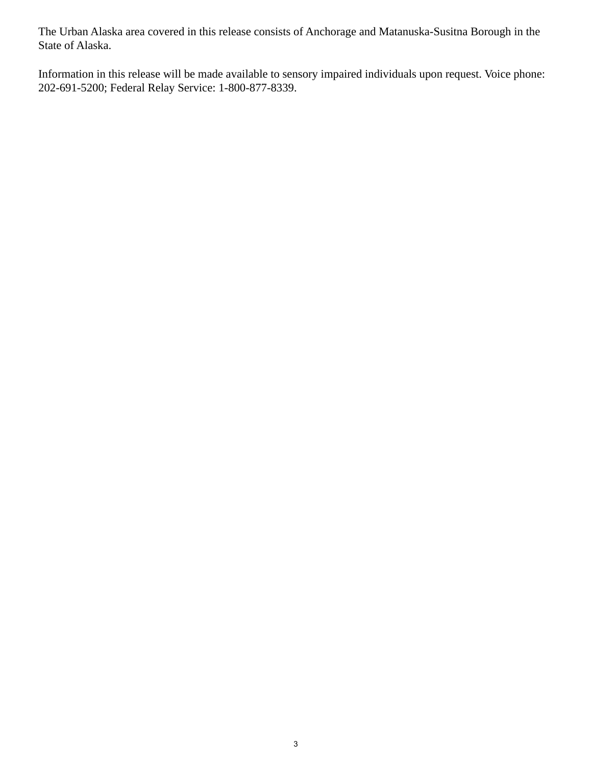The Urban Alaska area covered in this release consists of Anchorage and Matanuska-Susitna Borough in the State of Alaska.

Information in this release will be made available to sensory impaired individuals upon request. Voice phone: 202-691-5200; Federal Relay Service: 1-800-877-8339.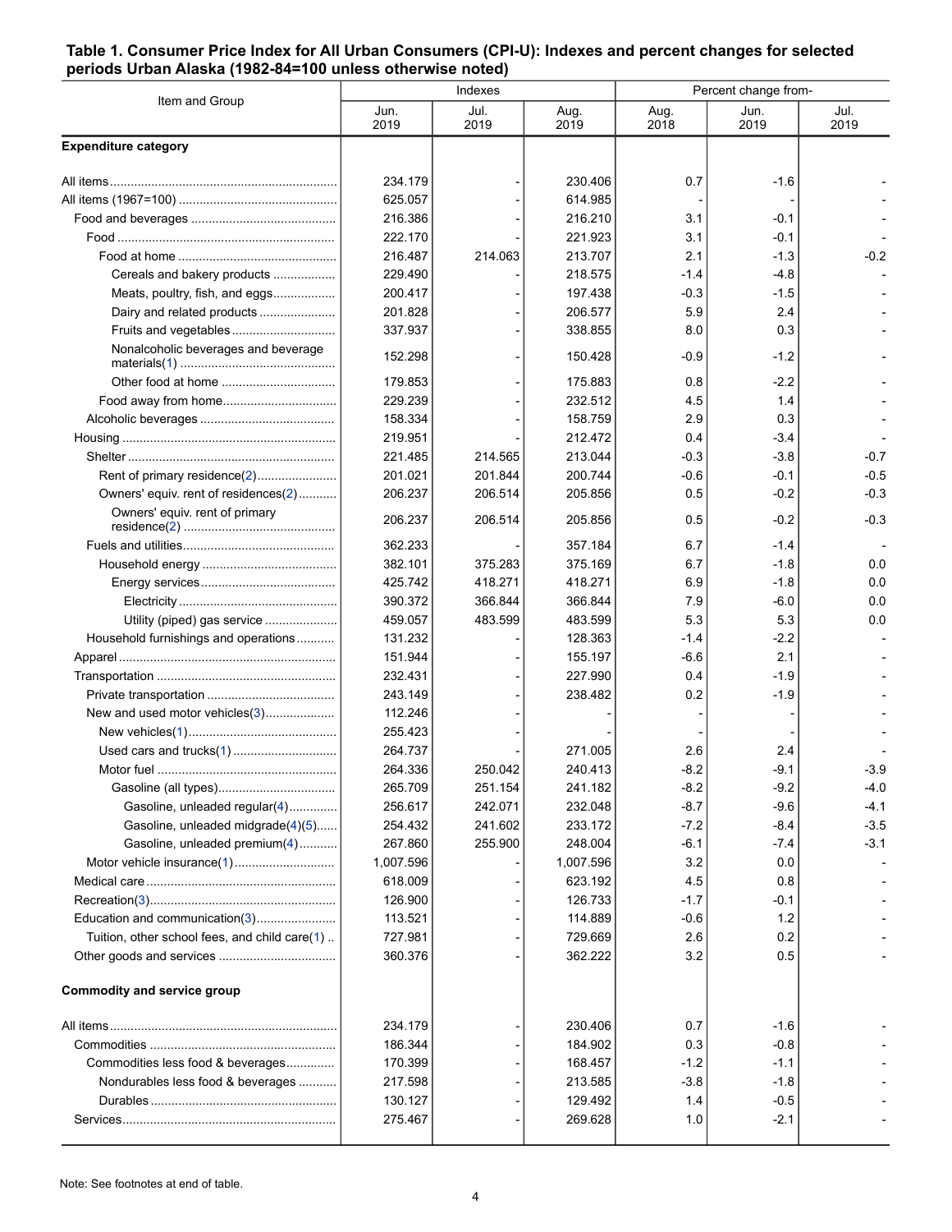**Table 1. Consumer Price Index for All Urban Consumers (CPI-U): Indexes and percent changes for selected periods Urban Alaska (1982-84=100 unless otherwise noted)**

| Item and Group | Indexes | | | Percent change from- | | |
|---|---|---|---|---|---|---|
| | Jun. 2019 | Jul. 2019 | Aug. 2019 | Aug. 2018 | Jun. 2019 | Jul. 2019 |
| **Expenditure category** | | | | | | |
| All items | 234.179 | - | 230.406 | 0.7 | -1.6 | - |
| All items (1967=100) | 625.057 | - | 614.985 | - | - | - |
| Food and beverages | 216.386 | - | 216.210 | 3.1 | -0.1 | - |
| Food | 222.170 | - | 221.923 | 3.1 | -0.1 | - |
| Food at home | 216.487 | 214.063 | 213.707 | 2.1 | -1.3 | -0.2 |
| Cereals and bakery products | 229.490 | - | 218.575 | -1.4 | -4.8 | - |
| Meats, poultry, fish, and eggs | 200.417 | - | 197.438 | -0.3 | -1.5 | - |
| Dairy and related products | 201.828 | - | 206.577 | 5.9 | 2.4 | - |
| Fruits and vegetables | 337.937 | - | 338.855 | 8.0 | 0.3 | - |
| Nonalcoholic beverages and beverage materials(1) | 152.298 | - | 150.428 | -0.9 | -1.2 | - |
| Other food at home | 179.853 | - | 175.883 | 0.8 | -2.2 | - |
| Food away from home | 229.239 | - | 232.512 | 4.5 | 1.4 | - |
| Alcoholic beverages | 158.334 | - | 158.759 | 2.9 | 0.3 | - |
| Housing | 219.951 | - | 212.472 | 0.4 | -3.4 | - |
| Shelter | 221.485 | 214.565 | 213.044 | -0.3 | -3.8 | -0.7 |
| Rent of primary residence(2) | 201.021 | 201.844 | 200.744 | -0.6 | -0.1 | -0.5 |
| Owners' equiv. rent of residences(2) | 206.237 | 206.514 | 205.856 | 0.5 | -0.2 | -0.3 |
| Owners' equiv. rent of primary residence(2) | 206.237 | 206.514 | 205.856 | 0.5 | -0.2 | -0.3 |
| Fuels and utilities | 362.233 | - | 357.184 | 6.7 | -1.4 | - |
| Household energy | 382.101 | 375.283 | 375.169 | 6.7 | -1.8 | 0.0 |
| Energy services | 425.742 | 418.271 | 418.271 | 6.9 | -1.8 | 0.0 |
| Electricity | 390.372 | 366.844 | 366.844 | 7.9 | -6.0 | 0.0 |
| Utility (piped) gas service | 459.057 | 483.599 | 483.599 | 5.3 | 5.3 | 0.0 |
| Household furnishings and operations | 131.232 | - | 128.363 | -1.4 | -2.2 | - |
| Apparel | 151.944 | - | 155.197 | -6.6 | 2.1 | - |
| Transportation | 232.431 | - | 227.990 | 0.4 | -1.9 | - |
| Private transportation | 243.149 | - | 238.482 | 0.2 | -1.9 | - |
| New and used motor vehicles(3) | 112.246 | - | - | - | - | - |
| New vehicles(1) | 255.423 | - | - | - | - | - |
| Used cars and trucks(1) | 264.737 | - | 271.005 | 2.6 | 2.4 | - |
| Motor fuel | 264.336 | 250.042 | 240.413 | -8.2 | -9.1 | -3.9 |
| Gasoline (all types) | 265.709 | 251.154 | 241.182 | -8.2 | -9.2 | -4.0 |
| Gasoline, unleaded regular(4) | 256.617 | 242.071 | 232.048 | -8.7 | -9.6 | -4.1 |
| Gasoline, unleaded midgrade(4)(5) | 254.432 | 241.602 | 233.172 | -7.2 | -8.4 | -3.5 |
| Gasoline, unleaded premium(4) | 267.860 | 255.900 | 248.004 | -6.1 | -7.4 | -3.1 |
| Motor vehicle insurance(1) | 1,007.596 | - | 1,007.596 | 3.2 | 0.0 | - |
| Medical care | 618.009 | - | 623.192 | 4.5 | 0.8 | - |
| Recreation(3) | 126.900 | - | 126.733 | -1.7 | -0.1 | - |
| Education and communication(3) | 113.521 | - | 114.889 | -0.6 | 1.2 | - |
| Tuition, other school fees, and child care(1) | 727.981 | - | 729.669 | 2.6 | 0.2 | - |
| Other goods and services | 360.376 | - | 362.222 | 3.2 | 0.5 | - |
| **Commodity and service group** | | | | | | |
| All items | 234.179 | - | 230.406 | 0.7 | -1.6 | - |
| Commodities | 186.344 | - | 184.902 | 0.3 | -0.8 | - |
| Commodities less food & beverages | 170.399 | - | 168.457 | -1.2 | -1.1 | - |
| Nondurables less food & beverages | 217.598 | - | 213.585 | -3.8 | -1.8 | - |
| Durables | 130.127 | - | 129.492 | 1.4 | -0.5 | - |
| Services | 275.467 | - | 269.628 | 1.0 | -2.1 | - |

Note: See footnotes at end of table.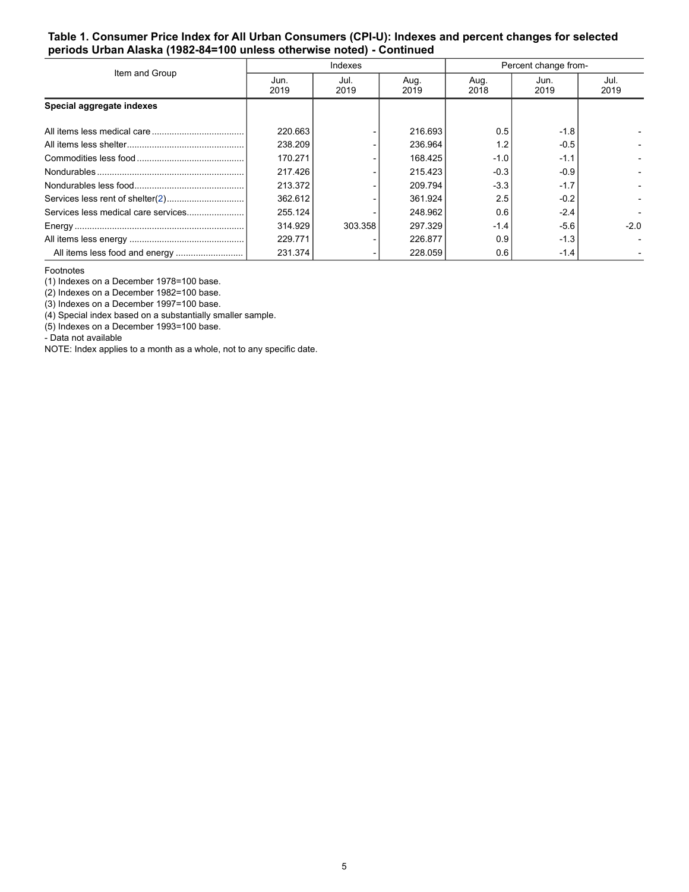**Table 1. Consumer Price Index for All Urban Consumers (CPI-U): Indexes and percent changes for selected periods Urban Alaska (1982-84=100 unless otherwise noted) - Continued**

| Item and Group | Indexes | | | Percent change from- | | |
|---|---|---|---|---|---|---|
| | Jun. 2019 | Jul. 2019 | Aug. 2019 | Aug. 2018 | Jun. 2019 | Jul. 2019 |
| **Special aggregate indexes** | | | | | | |
| All items less medical care | 220.663 | - | 216.693 | 0.5 | -1.8 | - |
| All items less shelter | 238.209 | - | 236.964 | 1.2 | -0.5 | - |
| Commodities less food | 170.271 | - | 168.425 | -1.0 | -1.1 | - |
| Nondurables | 217.426 | - | 215.423 | -0.3 | -0.9 | - |
| Nondurables less food | 213.372 | - | 209.794 | -3.3 | -1.7 | - |
| Services less rent of shelter(2) | 362.612 | - | 361.924 | 2.5 | -0.2 | - |
| Services less medical care services | 255.124 | - | 248.962 | 0.6 | -2.4 | - |
| Energy | 314.929 | 303.358 | 297.329 | -1.4 | -5.6 | -2.0 |
| All items less energy | 229.771 | - | 226.877 | 0.9 | -1.3 | - |
| All items less food and energy | 231.374 | - | 228.059 | 0.6 | -1.4 | - |

Footnotes
(1) Indexes on a December 1978=100 base.
(2) Indexes on a December 1982=100 base.
(3) Indexes on a December 1997=100 base.
(4) Special index based on a substantially smaller sample.
(5) Indexes on a December 1993=100 base.
- Data not available
NOTE: Index applies to a month as a whole, not to any specific date.